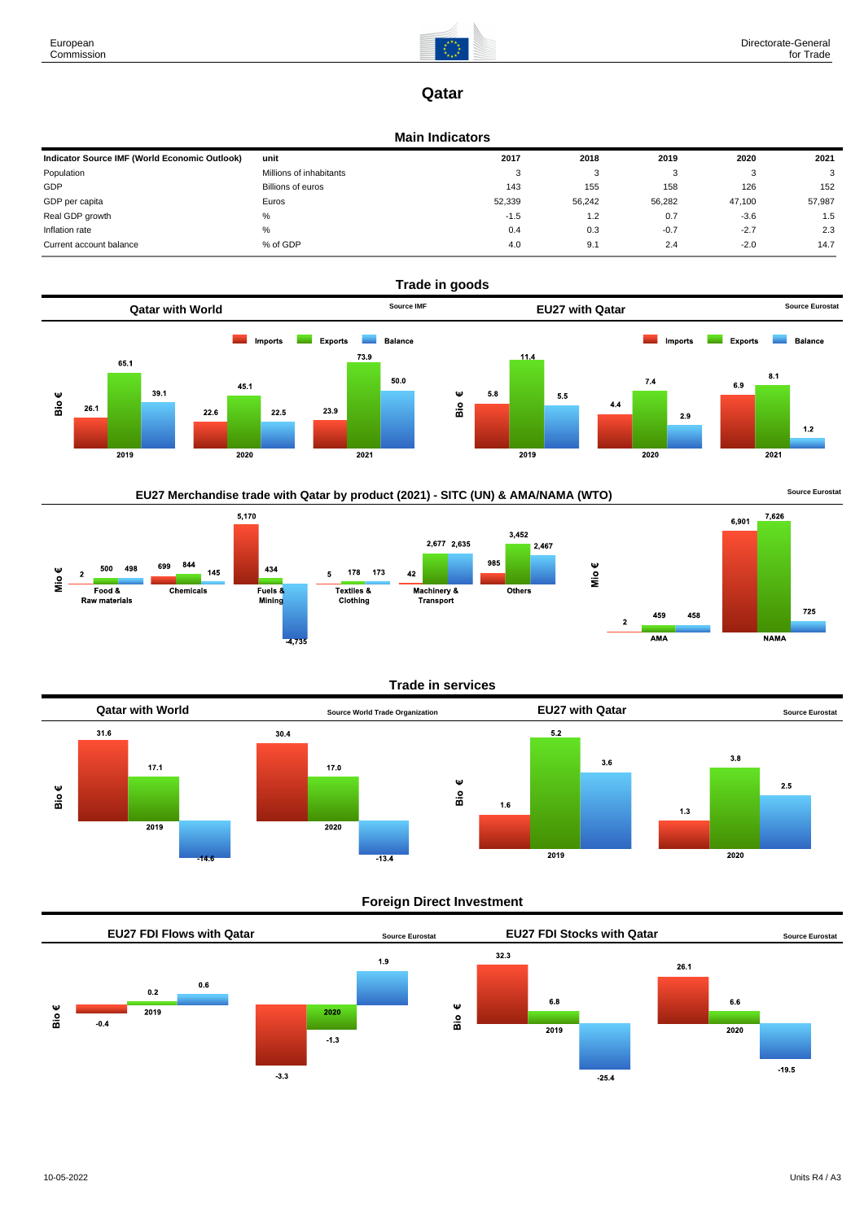# Qatar

## Main Indicators

| Indicator Source IMF (World Economic Outlook) | unit | 2017 | 2018 | 2019 | 2020 | 2021 |
|---|---|---|---|---|---|---|
| Population | Millions of inhabitants | 3 | 3 | 3 | 3 | 3 |
| GDP | Billions of euros | 143 | 155 | 158 | 126 | 152 |
| GDP per capita | Euros | 52,339 | 56,242 | 56,282 | 47,100 | 57,987 |
| Real GDP growth | % | -1.5 | 1.2 | 0.7 | -3.6 | 1.5 |
| Inflation rate | % | 0.4 | 0.3 | -0.7 | -2.7 | 2.3 |
| Current account balance | % of GDP | 4.0 | 9.1 | 2.4 | -2.0 | 14.7 |

## Trade in goods

### Qatar with World

Source IMF

Bio €

| | Imports | Exports | Balance |
|---|---|---|---|
| 2019 | 26.1 | 65.1 | 39.1 |
| 2020 | 22.6 | 45.1 | 22.5 |
| 2021 | 23.9 | 73.9 | 50.0 |

### EU27 with Qatar

Source Eurostat

Bio €

| | Imports | Exports | Balance |
|---|---|---|---|
| 2019 | 5.8 | 11.4 | 5.5 |
| 2020 | 4.4 | 7.4 | 2.9 |
| 2021 | 6.9 | 8.1 | 1.2 |

### EU27 Merchandise trade with Qatar by product (2021) - SITC (UN) & AMA/NAMA (WTO)

Source Eurostat

Mio €

| | Imports | Exports | Balance |
|---|---|---|---|
| Food & Raw materials | 2 | 500 | 498 |
| Chemicals | 699 | 844 | 145 |
| Fuels & Mining | 5,170 | 434 | -4,735 |
| Textiles & Clothing | 5 | 178 | 173 |
| Machinery & Transport | 42 | 2,677 | 2,635 |
| Others | 985 | 3,452 | 2,467 |

Mio €

| | Imports | Exports | Balance |
|---|---|---|---|
| AMA | 2 | 459 | 458 |
| NAMA | 6,901 | 7,626 | 725 |

## Trade in services

### Qatar with World

Source World Trade Organization

Bio €

| | Imports | Exports | Balance |
|---|---|---|---|
| 2019 | 31.6 | 17.1 | -14.6 |
| 2020 | 30.4 | 17.0 | -13.4 |

### EU27 with Qatar

Source Eurostat

Bio €

| | Imports | Exports | Balance |
|---|---|---|---|
| 2019 | 1.6 | 5.2 | 3.6 |
| 2020 | 1.3 | 3.8 | 2.5 |

## Foreign Direct Investment

### EU27 FDI Flows with Qatar

Source Eurostat

Bio €

| | Inward | Outward | Net |
|---|---|---|---|
| 2019 | -0.4 | 0.2 | 0.6 |
| 2020 | -3.3 | -1.3 | 1.9 |

### EU27 FDI Stocks with Qatar

Source Eurostat

Bio €

| | Inward | Outward | Net |
|---|---|---|---|
| 2019 | 32.3 | 6.8 | -25.4 |
| 2020 | 26.1 | 6.6 | -19.5 |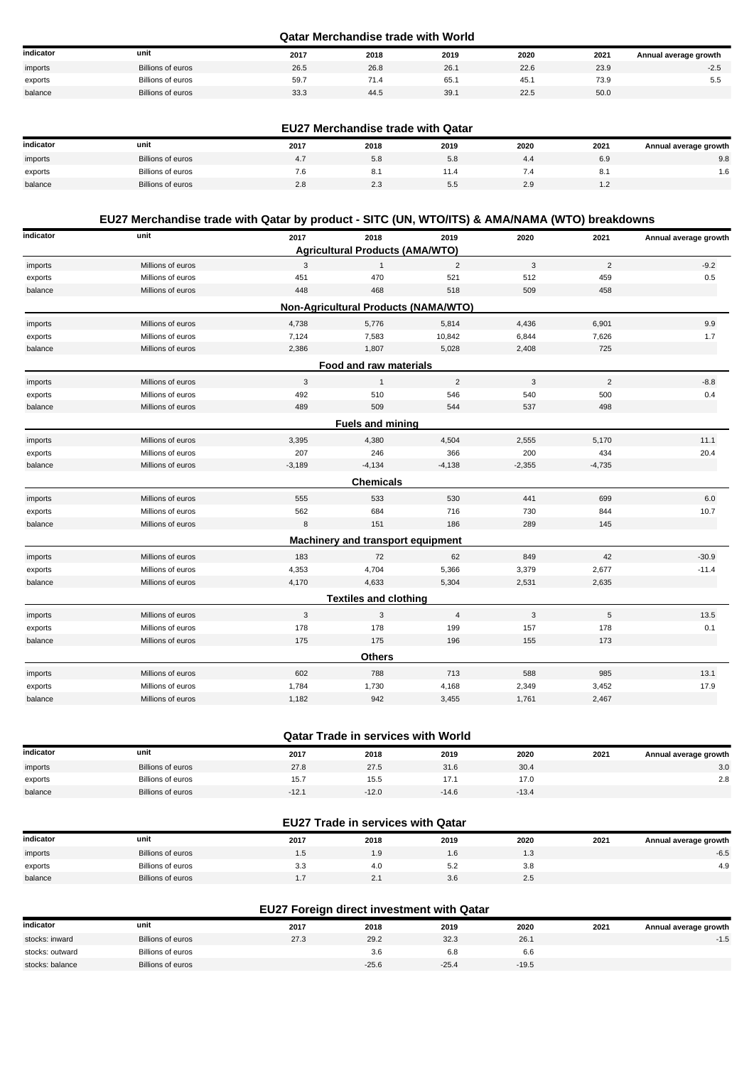## Qatar Merchandise trade with World

| indicator | unit | 2017 | 2018 | 2019 | 2020 | 2021 | Annual average growth |
|---|---|---|---|---|---|---|---|
| imports | Billions of euros | 26.5 | 26.8 | 26.1 | 22.6 | 23.9 | -2.5 |
| exports | Billions of euros | 59.7 | 71.4 | 65.1 | 45.1 | 73.9 | 5.5 |
| balance | Billions of euros | 33.3 | 44.5 | 39.1 | 22.5 | 50.0 | |

## EU27 Merchandise trade with Qatar

| indicator | unit | 2017 | 2018 | 2019 | 2020 | 2021 | Annual average growth |
|---|---|---|---|---|---|---|---|
| imports | Billions of euros | 4.7 | 5.8 | 5.8 | 4.4 | 6.9 | 9.8 |
| exports | Billions of euros | 7.6 | 8.1 | 11.4 | 7.4 | 8.1 | 1.6 |
| balance | Billions of euros | 2.8 | 2.3 | 5.5 | 2.9 | 1.2 | |

## EU27 Merchandise trade with Qatar by product - SITC (UN, WTO/ITS) & AMA/NAMA (WTO) breakdowns

| indicator | unit | 2017 | 2018 | 2019 | 2020 | 2021 | Annual average growth |
|---|---|---|---|---|---|---|---|
| **Agricultural Products (AMA/WTO)** | | | | | | | |
| imports | Millions of euros | 3 | 1 | 2 | 3 | 2 | -9.2 |
| exports | Millions of euros | 451 | 470 | 521 | 512 | 459 | 0.5 |
| balance | Millions of euros | 448 | 468 | 518 | 509 | 458 | |
| **Non-Agricultural Products (NAMA/WTO)** | | | | | | | |
| imports | Millions of euros | 4,738 | 5,776 | 5,814 | 4,436 | 6,901 | 9.9 |
| exports | Millions of euros | 7,124 | 7,583 | 10,842 | 6,844 | 7,626 | 1.7 |
| balance | Millions of euros | 2,386 | 1,807 | 5,028 | 2,408 | 725 | |
| **Food and raw materials** | | | | | | | |
| imports | Millions of euros | 3 | 1 | 2 | 3 | 2 | -8.8 |
| exports | Millions of euros | 492 | 510 | 546 | 540 | 500 | 0.4 |
| balance | Millions of euros | 489 | 509 | 544 | 537 | 498 | |
| **Fuels and mining** | | | | | | | |
| imports | Millions of euros | 3,395 | 4,380 | 4,504 | 2,555 | 5,170 | 11.1 |
| exports | Millions of euros | 207 | 246 | 366 | 200 | 434 | 20.4 |
| balance | Millions of euros | -3,189 | -4,134 | -4,138 | -2,355 | -4,735 | |
| **Chemicals** | | | | | | | |
| imports | Millions of euros | 555 | 533 | 530 | 441 | 699 | 6.0 |
| exports | Millions of euros | 562 | 684 | 716 | 730 | 844 | 10.7 |
| balance | Millions of euros | 8 | 151 | 186 | 289 | 145 | |
| **Machinery and transport equipment** | | | | | | | |
| imports | Millions of euros | 183 | 72 | 62 | 849 | 42 | -30.9 |
| exports | Millions of euros | 4,353 | 4,704 | 5,366 | 3,379 | 2,677 | -11.4 |
| balance | Millions of euros | 4,170 | 4,633 | 5,304 | 2,531 | 2,635 | |
| **Textiles and clothing** | | | | | | | |
| imports | Millions of euros | 3 | 3 | 4 | 3 | 5 | 13.5 |
| exports | Millions of euros | 178 | 178 | 199 | 157 | 178 | 0.1 |
| balance | Millions of euros | 175 | 175 | 196 | 155 | 173 | |
| **Others** | | | | | | | |
| imports | Millions of euros | 602 | 788 | 713 | 588 | 985 | 13.1 |
| exports | Millions of euros | 1,784 | 1,730 | 4,168 | 2,349 | 3,452 | 17.9 |
| balance | Millions of euros | 1,182 | 942 | 3,455 | 1,761 | 2,467 | |

## Qatar Trade in services with World

| indicator | unit | 2017 | 2018 | 2019 | 2020 | 2021 | Annual average growth |
|---|---|---|---|---|---|---|---|
| imports | Billions of euros | 27.8 | 27.5 | 31.6 | 30.4 | | 3.0 |
| exports | Billions of euros | 15.7 | 15.5 | 17.1 | 17.0 | | 2.8 |
| balance | Billions of euros | -12.1 | -12.0 | -14.6 | -13.4 | | |

## EU27 Trade in services with Qatar

| indicator | unit | 2017 | 2018 | 2019 | 2020 | 2021 | Annual average growth |
|---|---|---|---|---|---|---|---|
| imports | Billions of euros | 1.5 | 1.9 | 1.6 | 1.3 | | -6.5 |
| exports | Billions of euros | 3.3 | 4.0 | 5.2 | 3.8 | | 4.9 |
| balance | Billions of euros | 1.7 | 2.1 | 3.6 | 2.5 | | |

## EU27 Foreign direct investment with Qatar

| indicator | unit | 2017 | 2018 | 2019 | 2020 | 2021 | Annual average growth |
|---|---|---|---|---|---|---|---|
| stocks: inward | Billions of euros | 27.3 | 29.2 | 32.3 | 26.1 | | -1.5 |
| stocks: outward | Billions of euros | | 3.6 | 6.8 | 6.6 | | |
| stocks: balance | Billions of euros | | -25.6 | -25.4 | -19.5 | | |